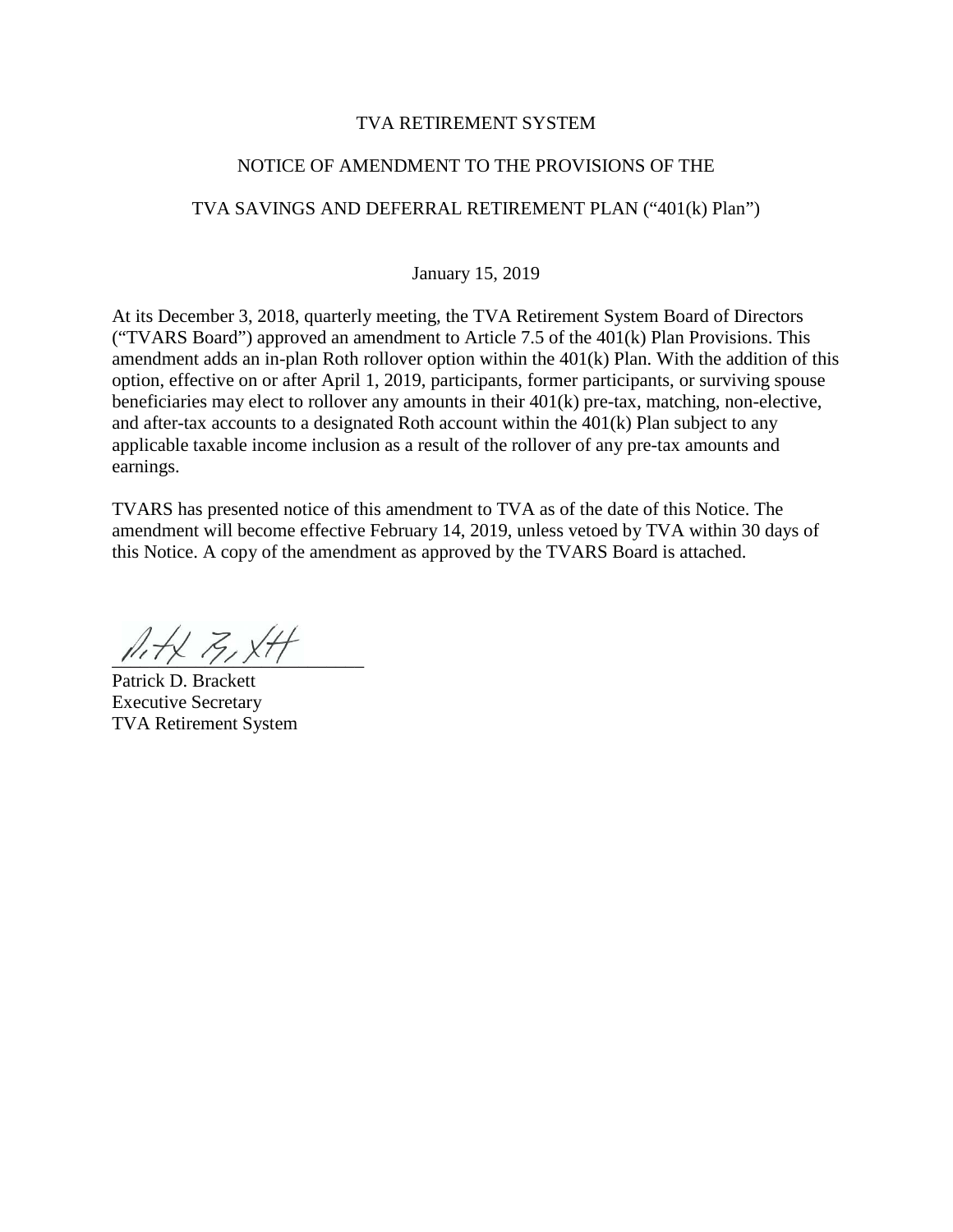# TVA RETIREMENT SYSTEM

## NOTICE OF AMENDMENT TO THE PROVISIONS OF THE

## TVA SAVINGS AND DEFERRAL RETIREMENT PLAN ("401(k) Plan")

January 15, 2019

At its December 3, 2018, quarterly meeting, the TVA Retirement System Board of Directors ("TVARS Board") approved an amendment to Article 7.5 of the 401(k) Plan Provisions. This amendment adds an in-plan Roth rollover option within the 401(k) Plan. With the addition of this option, effective on or after April 1, 2019, participants, former participants, or surviving spouse beneficiaries may elect to rollover any amounts in their 401(k) pre-tax, matching, non-elective, and after-tax accounts to a designated Roth account within the 401(k) Plan subject to any applicable taxable income inclusion as a result of the rollover of any pre-tax amounts and earnings.

TVARS has presented notice of this amendment to TVA as of the date of this Notice. The amendment will become effective February 14, 2019, unless vetoed by TVA within 30 days of this Notice. A copy of the amendment as approved by the TVARS Board is attached.

\_\_\_\_\_\_\_\_\_\_\_\_\_\_\_\_\_\_\_\_\_\_\_\_\_\_

Patrick D. Brackett
Executive Secretary
TVA Retirement System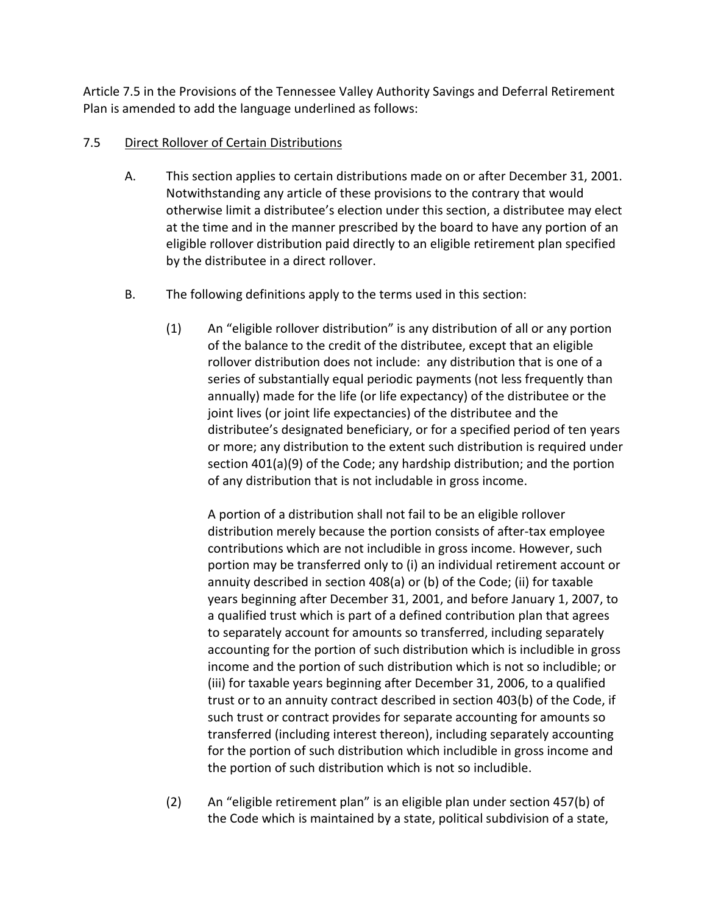Article 7.5 in the Provisions of the Tennessee Valley Authority Savings and Deferral Retirement Plan is amended to add the language underlined as follows:

7.5 Direct Rollover of Certain Distributions

A. This section applies to certain distributions made on or after December 31, 2001. Notwithstanding any article of these provisions to the contrary that would otherwise limit a distributee's election under this section, a distributee may elect at the time and in the manner prescribed by the board to have any portion of an eligible rollover distribution paid directly to an eligible retirement plan specified by the distributee in a direct rollover.

B. The following definitions apply to the terms used in this section:

(1) An "eligible rollover distribution" is any distribution of all or any portion of the balance to the credit of the distributee, except that an eligible rollover distribution does not include: any distribution that is one of a series of substantially equal periodic payments (not less frequently than annually) made for the life (or life expectancy) of the distributee or the joint lives (or joint life expectancies) of the distributee and the distributee's designated beneficiary, or for a specified period of ten years or more; any distribution to the extent such distribution is required under section 401(a)(9) of the Code; any hardship distribution; and the portion of any distribution that is not includable in gross income.

A portion of a distribution shall not fail to be an eligible rollover distribution merely because the portion consists of after-tax employee contributions which are not includible in gross income. However, such portion may be transferred only to (i) an individual retirement account or annuity described in section 408(a) or (b) of the Code; (ii) for taxable years beginning after December 31, 2001, and before January 1, 2007, to a qualified trust which is part of a defined contribution plan that agrees to separately account for amounts so transferred, including separately accounting for the portion of such distribution which is includible in gross income and the portion of such distribution which is not so includible; or (iii) for taxable years beginning after December 31, 2006, to a qualified trust or to an annuity contract described in section 403(b) of the Code, if such trust or contract provides for separate accounting for amounts so transferred (including interest thereon), including separately accounting for the portion of such distribution which includible in gross income and the portion of such distribution which is not so includible.

(2) An "eligible retirement plan" is an eligible plan under section 457(b) of the Code which is maintained by a state, political subdivision of a state,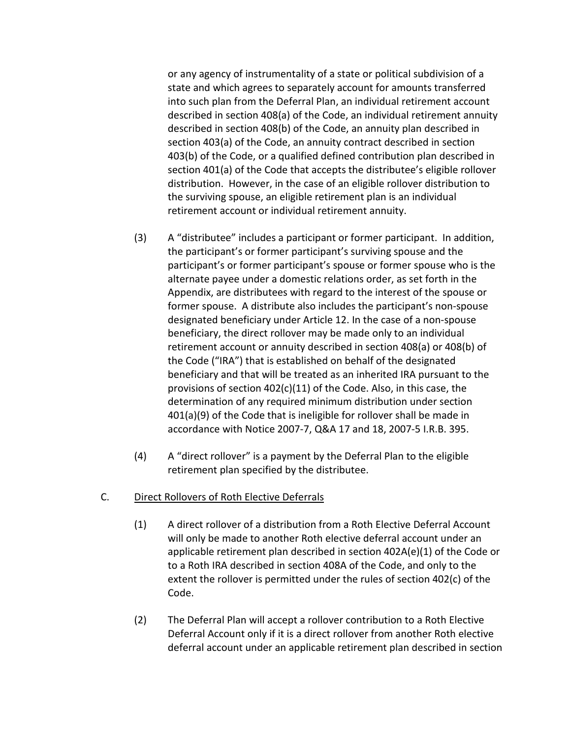or any agency of instrumentality of a state or political subdivision of a state and which agrees to separately account for amounts transferred into such plan from the Deferral Plan, an individual retirement account described in section 408(a) of the Code, an individual retirement annuity described in section 408(b) of the Code, an annuity plan described in section 403(a) of the Code, an annuity contract described in section 403(b) of the Code, or a qualified defined contribution plan described in section 401(a) of the Code that accepts the distributee's eligible rollover distribution. However, in the case of an eligible rollover distribution to the surviving spouse, an eligible retirement plan is an individual retirement account or individual retirement annuity.

(3) A "distributee" includes a participant or former participant. In addition, the participant's or former participant's surviving spouse and the participant's or former participant's spouse or former spouse who is the alternate payee under a domestic relations order, as set forth in the Appendix, are distributees with regard to the interest of the spouse or former spouse. A distribute also includes the participant's non-spouse designated beneficiary under Article 12. In the case of a non-spouse beneficiary, the direct rollover may be made only to an individual retirement account or annuity described in section 408(a) or 408(b) of the Code ("IRA") that is established on behalf of the designated beneficiary and that will be treated as an inherited IRA pursuant to the provisions of section 402(c)(11) of the Code. Also, in this case, the determination of any required minimum distribution under section 401(a)(9) of the Code that is ineligible for rollover shall be made in accordance with Notice 2007-7, Q&A 17 and 18, 2007-5 I.R.B. 395.

(4) A "direct rollover" is a payment by the Deferral Plan to the eligible retirement plan specified by the distributee.

C. Direct Rollovers of Roth Elective Deferrals

(1) A direct rollover of a distribution from a Roth Elective Deferral Account will only be made to another Roth elective deferral account under an applicable retirement plan described in section 402A(e)(1) of the Code or to a Roth IRA described in section 408A of the Code, and only to the extent the rollover is permitted under the rules of section 402(c) of the Code.

(2) The Deferral Plan will accept a rollover contribution to a Roth Elective Deferral Account only if it is a direct rollover from another Roth elective deferral account under an applicable retirement plan described in section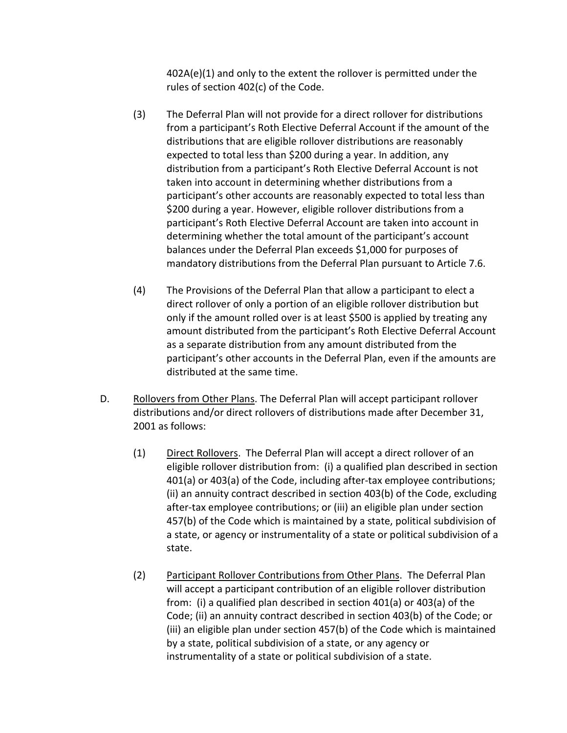402A(e)(1) and only to the extent the rollover is permitted under the rules of section 402(c) of the Code.

(3) The Deferral Plan will not provide for a direct rollover for distributions from a participant's Roth Elective Deferral Account if the amount of the distributions that are eligible rollover distributions are reasonably expected to total less than $200 during a year. In addition, any distribution from a participant's Roth Elective Deferral Account is not taken into account in determining whether distributions from a participant's other accounts are reasonably expected to total less than $200 during a year. However, eligible rollover distributions from a participant's Roth Elective Deferral Account are taken into account in determining whether the total amount of the participant's account balances under the Deferral Plan exceeds $1,000 for purposes of mandatory distributions from the Deferral Plan pursuant to Article 7.6.

(4) The Provisions of the Deferral Plan that allow a participant to elect a direct rollover of only a portion of an eligible rollover distribution but only if the amount rolled over is at least $500 is applied by treating any amount distributed from the participant's Roth Elective Deferral Account as a separate distribution from any amount distributed from the participant's other accounts in the Deferral Plan, even if the amounts are distributed at the same time.

D. <u>Rollovers from Other Plans</u>. The Deferral Plan will accept participant rollover distributions and/or direct rollovers of distributions made after December 31, 2001 as follows:

(1) <u>Direct Rollovers</u>. The Deferral Plan will accept a direct rollover of an eligible rollover distribution from: (i) a qualified plan described in section 401(a) or 403(a) of the Code, including after-tax employee contributions; (ii) an annuity contract described in section 403(b) of the Code, excluding after-tax employee contributions; or (iii) an eligible plan under section 457(b) of the Code which is maintained by a state, political subdivision of a state, or agency or instrumentality of a state or political subdivision of a state.

(2) <u>Participant Rollover Contributions from Other Plans</u>. The Deferral Plan will accept a participant contribution of an eligible rollover distribution from: (i) a qualified plan described in section 401(a) or 403(a) of the Code; (ii) an annuity contract described in section 403(b) of the Code; or (iii) an eligible plan under section 457(b) of the Code which is maintained by a state, political subdivision of a state, or any agency or instrumentality of a state or political subdivision of a state.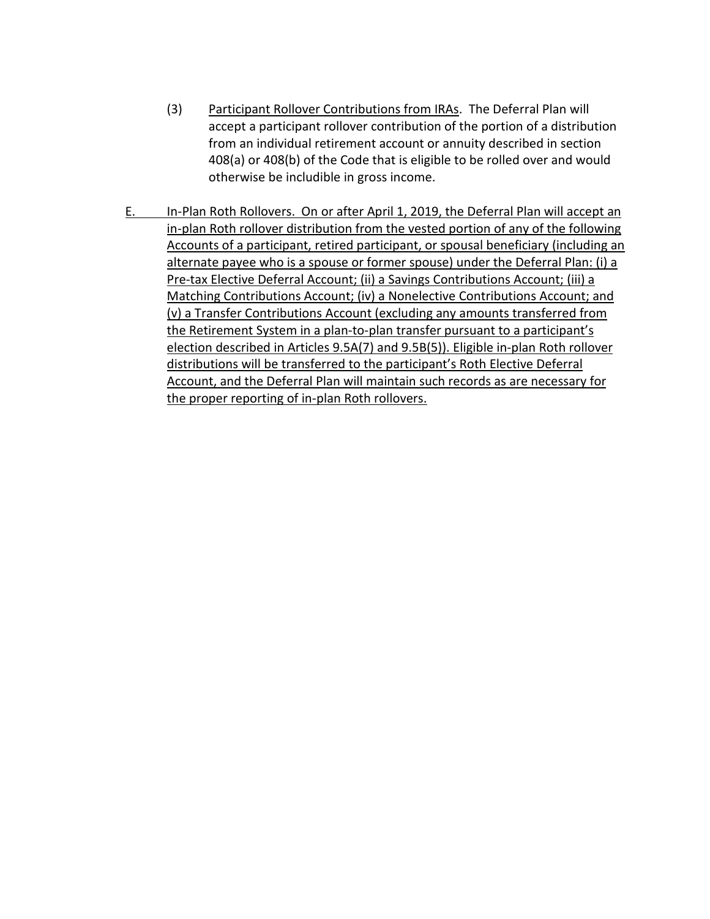(3) Participant Rollover Contributions from IRAs. The Deferral Plan will accept a participant rollover contribution of the portion of a distribution from an individual retirement account or annuity described in section 408(a) or 408(b) of the Code that is eligible to be rolled over and would otherwise be includible in gross income.

E. In-Plan Roth Rollovers. On or after April 1, 2019, the Deferral Plan will accept an in-plan Roth rollover distribution from the vested portion of any of the following Accounts of a participant, retired participant, or spousal beneficiary (including an alternate payee who is a spouse or former spouse) under the Deferral Plan: (i) a Pre-tax Elective Deferral Account; (ii) a Savings Contributions Account; (iii) a Matching Contributions Account; (iv) a Nonelective Contributions Account; and (v) a Transfer Contributions Account (excluding any amounts transferred from the Retirement System in a plan-to-plan transfer pursuant to a participant's election described in Articles 9.5A(7) and 9.5B(5)). Eligible in-plan Roth rollover distributions will be transferred to the participant's Roth Elective Deferral Account, and the Deferral Plan will maintain such records as are necessary for the proper reporting of in-plan Roth rollovers.